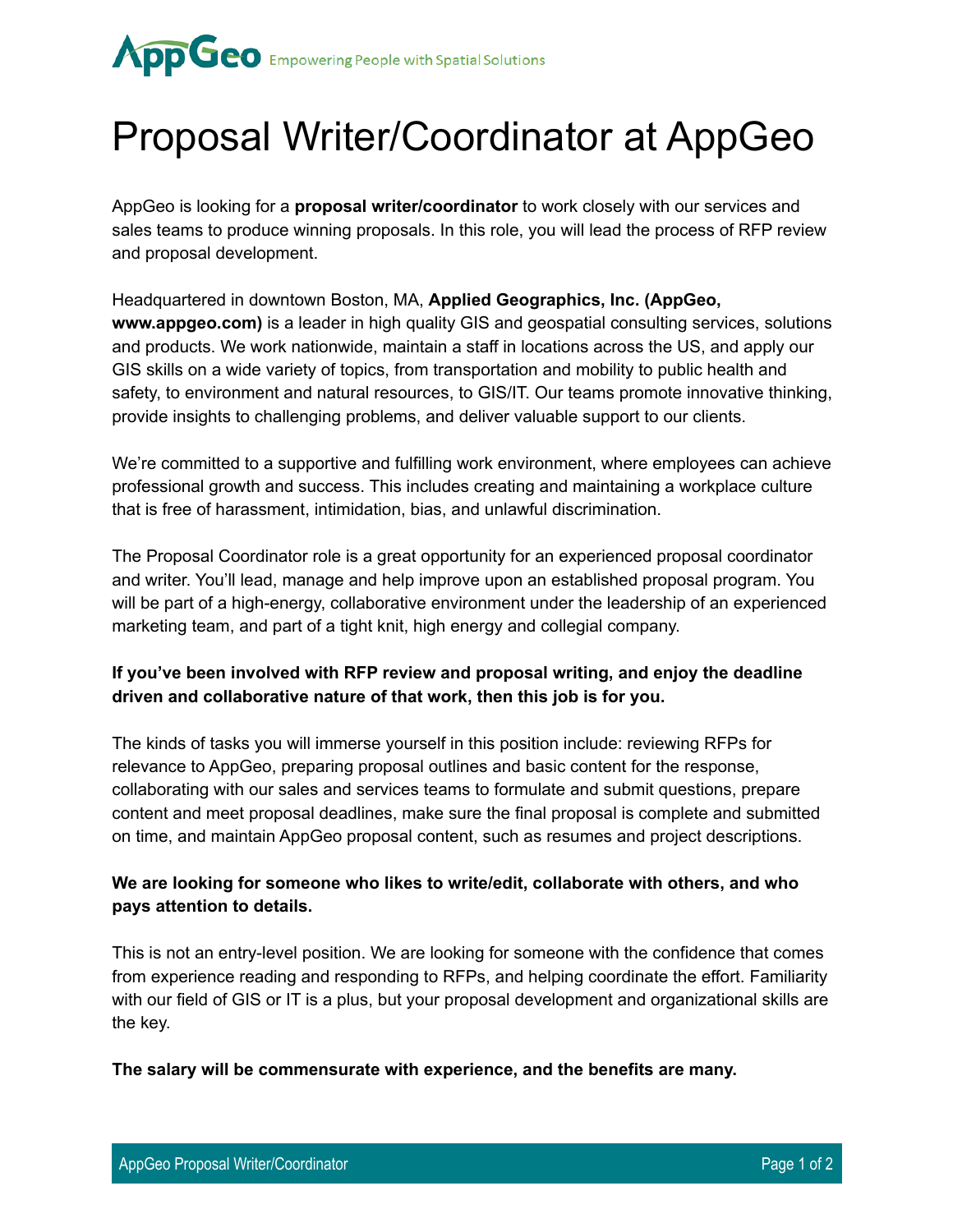AppGeo Empowering People with Spatial Solutions

# Proposal Writer/Coordinator at AppGeo

AppGeo is looking for a **proposal writer/coordinator** to work closely with our services and sales teams to produce winning proposals. In this role, you will lead the process of RFP review and proposal development.

Headquartered in downtown Boston, MA, **Applied Geographics, Inc. (AppGeo, www.appgeo.com)** is a leader in high quality GIS and geospatial consulting services, solutions and products. We work nationwide, maintain a staff in locations across the US, and apply our GIS skills on a wide variety of topics, from transportation and mobility to public health and safety, to environment and natural resources, to GIS/IT. Our teams promote innovative thinking, provide insights to challenging problems, and deliver valuable support to our clients.

We're committed to a supportive and fulfilling work environment, where employees can achieve professional growth and success. This includes creating and maintaining a workplace culture that is free of harassment, intimidation, bias, and unlawful discrimination.

The Proposal Coordinator role is a great opportunity for an experienced proposal coordinator and writer. You'll lead, manage and help improve upon an established proposal program. You will be part of a high-energy, collaborative environment under the leadership of an experienced marketing team, and part of a tight knit, high energy and collegial company.

**If you've been involved with RFP review and proposal writing, and enjoy the deadline driven and collaborative nature of that work, then this job is for you.**

The kinds of tasks you will immerse yourself in this position include: reviewing RFPs for relevance to AppGeo, preparing proposal outlines and basic content for the response, collaborating with our sales and services teams to formulate and submit questions, prepare content and meet proposal deadlines, make sure the final proposal is complete and submitted on time, and maintain AppGeo proposal content, such as resumes and project descriptions.

**We are looking for someone who likes to write/edit, collaborate with others, and who pays attention to details.**

This is not an entry-level position. We are looking for someone with the confidence that comes from experience reading and responding to RFPs, and helping coordinate the effort. Familiarity with our field of GIS or IT is a plus, but your proposal development and organizational skills are the key.

**The salary will be commensurate with experience, and the benefits are many.**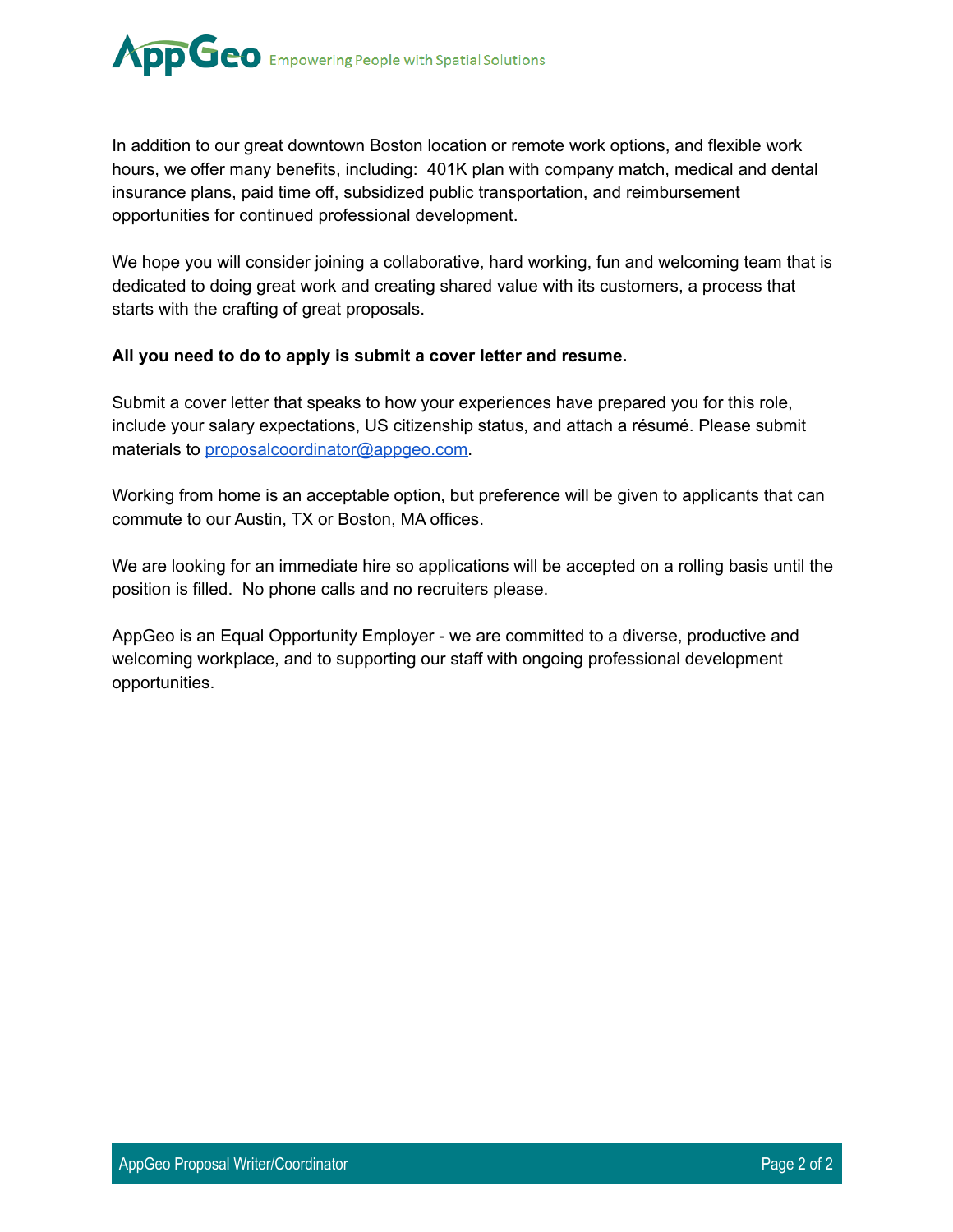In addition to our great downtown Boston location or remote work options, and flexible work hours, we offer many benefits, including: 401K plan with company match, medical and dental insurance plans, paid time off, subsidized public transportation, and reimbursement opportunities for continued professional development.

We hope you will consider joining a collaborative, hard working, fun and welcoming team that is dedicated to doing great work and creating shared value with its customers, a process that starts with the crafting of great proposals.

**All you need to do to apply is submit a cover letter and resume.**

Submit a cover letter that speaks to how your experiences have prepared you for this role, include your salary expectations, US citizenship status, and attach a résumé. Please submit materials to [proposalcoordinator@appgeo.com](mailto:proposalcoordinator@appgeo.com).

Working from home is an acceptable option, but preference will be given to applicants that can commute to our Austin, TX or Boston, MA offices.

We are looking for an immediate hire so applications will be accepted on a rolling basis until the position is filled. No phone calls and no recruiters please.

AppGeo is an Equal Opportunity Employer - we are committed to a diverse, productive and welcoming workplace, and to supporting our staff with ongoing professional development opportunities.